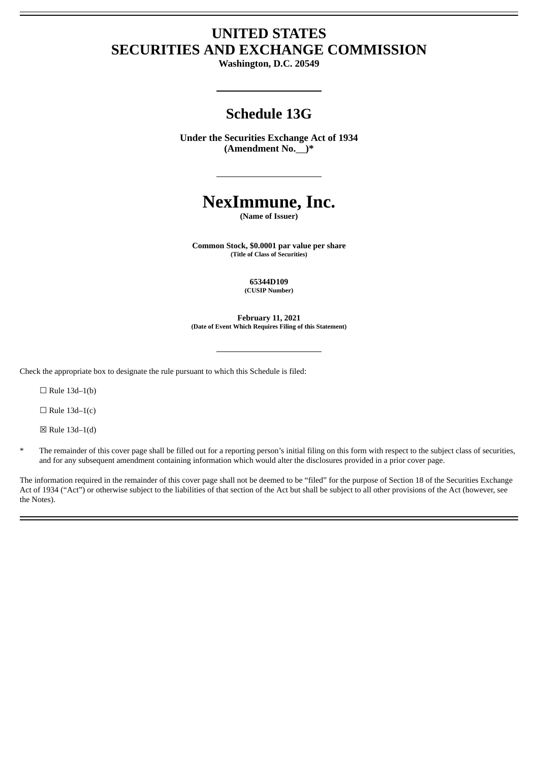# UNITED STATES
# SECURITIES AND EXCHANGE COMMISSION

**Washington, D.C. 20549**

## Schedule 13G

**Under the Securities Exchange Act of 1934**
**(Amendment No.\_\_)***

# NexImmune, Inc.

**(Name of Issuer)**

**Common Stock, $0.0001 par value per share**
**(Title of Class of Securities)**

**65344D109**
**(CUSIP Number)**

**February 11, 2021**
**(Date of Event Which Requires Filing of this Statement)**

Check the appropriate box to designate the rule pursuant to which this Schedule is filed:

☐ Rule 13d–1(b)

☐ Rule 13d–1(c)

☒ Rule 13d–1(d)

\* The remainder of this cover page shall be filled out for a reporting person's initial filing on this form with respect to the subject class of securities, and for any subsequent amendment containing information which would alter the disclosures provided in a prior cover page.

The information required in the remainder of this cover page shall not be deemed to be "filed" for the purpose of Section 18 of the Securities Exchange Act of 1934 ("Act") or otherwise subject to the liabilities of that section of the Act but shall be subject to all other provisions of the Act (however, see the Notes).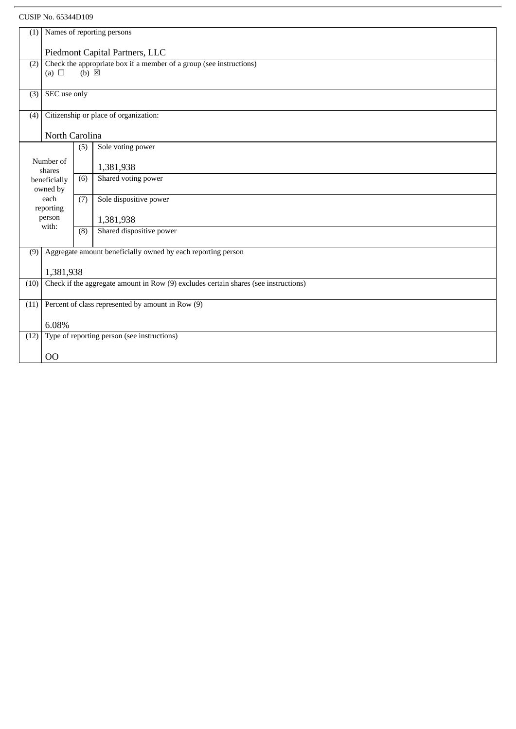CUSIP No. 65344D109

| (1) | Names of reporting persons<br><br>Piedmont Capital Partners, LLC | | |
|---|---|---|---|
| (2) | Check the appropriate box if a member of a group (see instructions)<br>(a) ☐ (b) ☒ | | |
| (3) | SEC use only | | |
| (4) | Citizenship or place of organization:<br><br>North Carolina | | |
| Number of shares beneficially owned by each reporting person with: | (5) | Sole voting power<br><br>1,381,938 | |
| | (6) | Shared voting power | |
| | (7) | Sole dispositive power<br><br>1,381,938 | |
| | (8) | Shared dispositive power | |
| (9) | Aggregate amount beneficially owned by each reporting person<br><br>1,381,938 | | |
| (10) | Check if the aggregate amount in Row (9) excludes certain shares (see instructions) | | |
| (11) | Percent of class represented by amount in Row (9)<br><br>6.08% | | |
| (12) | Type of reporting person (see instructions)<br><br>OO | | |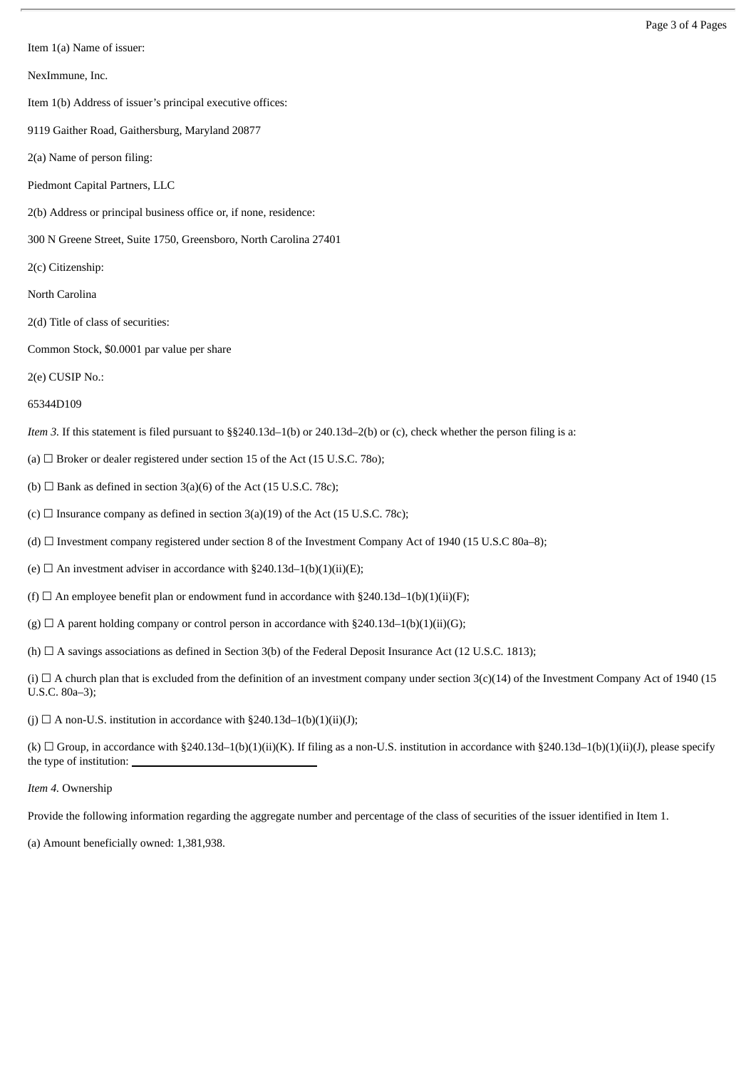Item 1(a) Name of issuer:

NexImmune, Inc.

Item 1(b) Address of issuer's principal executive offices:

9119 Gaither Road, Gaithersburg, Maryland 20877

2(a) Name of person filing:

Piedmont Capital Partners, LLC

2(b) Address or principal business office or, if none, residence:

300 N Greene Street, Suite 1750, Greensboro, North Carolina 27401

2(c) Citizenship:

North Carolina

2(d) Title of class of securities:

Common Stock, $0.0001 par value per share

2(e) CUSIP No.:

65344D109

*Item 3.* If this statement is filed pursuant to §§240.13d–1(b) or 240.13d–2(b) or (c), check whether the person filing is a:

(a) ☐ Broker or dealer registered under section 15 of the Act (15 U.S.C. 78o);

(b) ☐ Bank as defined in section 3(a)(6) of the Act (15 U.S.C. 78c);

(c) ☐ Insurance company as defined in section 3(a)(19) of the Act (15 U.S.C. 78c);

(d) ☐ Investment company registered under section 8 of the Investment Company Act of 1940 (15 U.S.C 80a–8);

(e) ☐ An investment adviser in accordance with §240.13d–1(b)(1)(ii)(E);

(f) ☐ An employee benefit plan or endowment fund in accordance with §240.13d–1(b)(1)(ii)(F);

(g) ☐ A parent holding company or control person in accordance with §240.13d–1(b)(1)(ii)(G);

(h) ☐ A savings associations as defined in Section 3(b) of the Federal Deposit Insurance Act (12 U.S.C. 1813);

(i) ☐ A church plan that is excluded from the definition of an investment company under section 3(c)(14) of the Investment Company Act of 1940 (15 U.S.C. 80a–3);

(j) ☐ A non-U.S. institution in accordance with §240.13d–1(b)(1)(ii)(J);

(k) ☐ Group, in accordance with §240.13d–1(b)(1)(ii)(K). If filing as a non-U.S. institution in accordance with §240.13d–1(b)(1)(ii)(J), please specify the type of institution: \_\_\_\_\_\_\_\_\_\_\_\_\_\_\_\_\_\_\_\_\_\_\_\_\_\_\_\_\_\_

*Item 4.* Ownership

Provide the following information regarding the aggregate number and percentage of the class of securities of the issuer identified in Item 1.

(a) Amount beneficially owned: 1,381,938.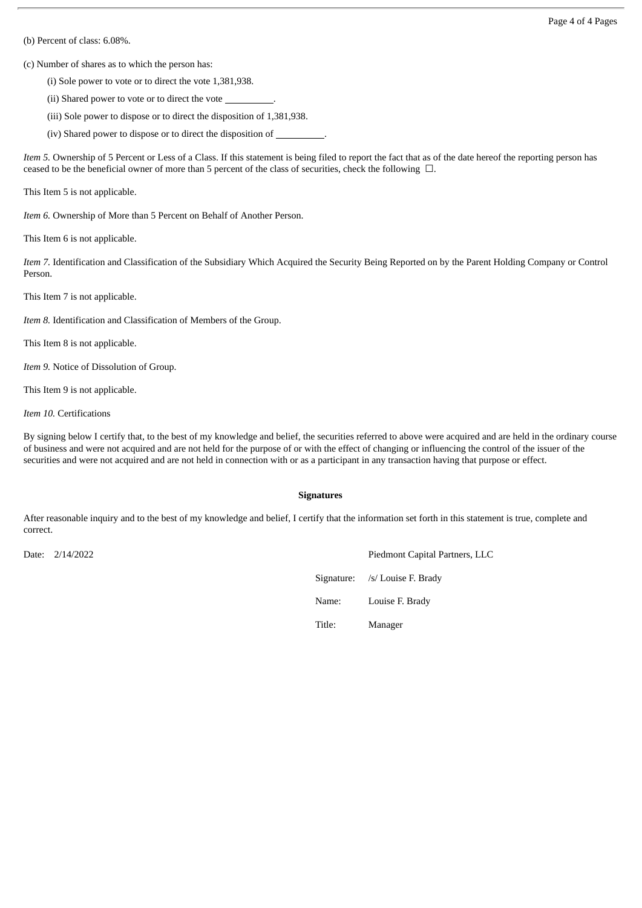(b) Percent of class: 6.08%.

(c) Number of shares as to which the person has:

(i) Sole power to vote or to direct the vote 1,381,938.

(ii) Shared power to vote or to direct the vote __________.

(iii) Sole power to dispose or to direct the disposition of 1,381,938.

(iv) Shared power to dispose or to direct the disposition of __________.

*Item 5.* Ownership of 5 Percent or Less of a Class. If this statement is being filed to report the fact that as of the date hereof the reporting person has ceased to be the beneficial owner of more than 5 percent of the class of securities, check the following ☐.

This Item 5 is not applicable.

*Item 6.* Ownership of More than 5 Percent on Behalf of Another Person.

This Item 6 is not applicable.

*Item 7.* Identification and Classification of the Subsidiary Which Acquired the Security Being Reported on by the Parent Holding Company or Control Person.

This Item 7 is not applicable.

*Item 8.* Identification and Classification of Members of the Group.

This Item 8 is not applicable.

*Item 9.* Notice of Dissolution of Group.

This Item 9 is not applicable.

*Item 10.* Certifications

By signing below I certify that, to the best of my knowledge and belief, the securities referred to above were acquired and are held in the ordinary course of business and were not acquired and are not held for the purpose of or with the effect of changing or influencing the control of the issuer of the securities and were not acquired and are not held in connection with or as a participant in any transaction having that purpose or effect.

**Signatures**

After reasonable inquiry and to the best of my knowledge and belief, I certify that the information set forth in this statement is true, complete and correct.

Date: 2/14/2022

Piedmont Capital Partners, LLC

Signature: /s/ Louise F. Brady

Name: Louise F. Brady

Title: Manager